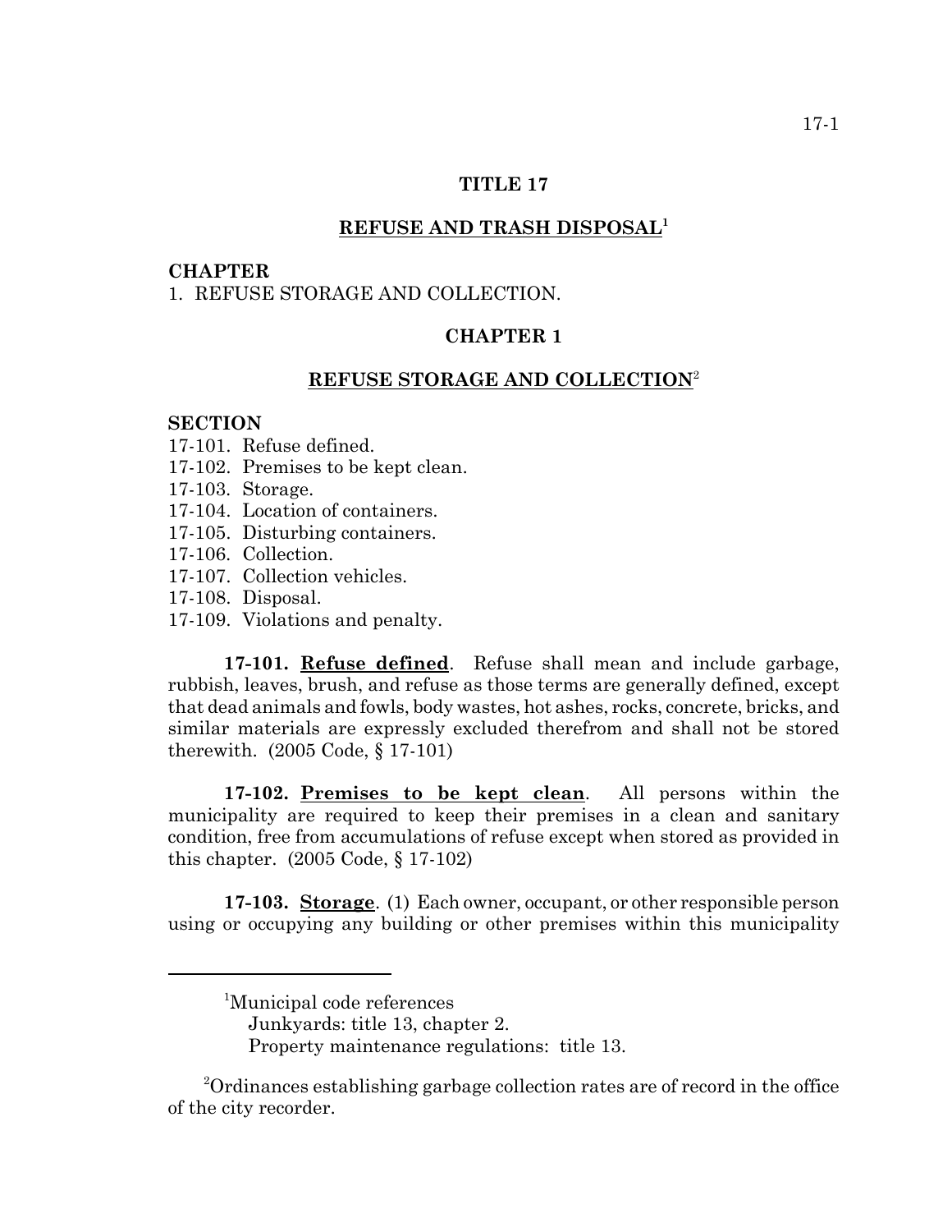# TITLE 17

## REFUSE AND TRASH DISPOSAL[1]

**CHAPTER**

1. REFUSE STORAGE AND COLLECTION.

## CHAPTER 1

## REFUSE STORAGE AND COLLECTION[2]

**SECTION**

17-101. Refuse defined.
17-102. Premises to be kept clean.
17-103. Storage.
17-104. Location of containers.
17-105. Disturbing containers.
17-106. Collection.
17-107. Collection vehicles.
17-108. Disposal.
17-109. Violations and penalty.

**17-101. Refuse defined**. Refuse shall mean and include garbage, rubbish, leaves, brush, and refuse as those terms are generally defined, except that dead animals and fowls, body wastes, hot ashes, rocks, concrete, bricks, and similar materials are expressly excluded therefrom and shall not be stored therewith. (2005 Code, § 17-101)

**17-102. Premises to be kept clean**. All persons within the municipality are required to keep their premises in a clean and sanitary condition, free from accumulations of refuse except when stored as provided in this chapter. (2005 Code, § 17-102)

**17-103. Storage**. (1) Each owner, occupant, or other responsible person using or occupying any building or other premises within this municipality

---

[1]Municipal code references
Junkyards: title 13, chapter 2.
Property maintenance regulations: title 13.

[2]Ordinances establishing garbage collection rates are of record in the office of the city recorder.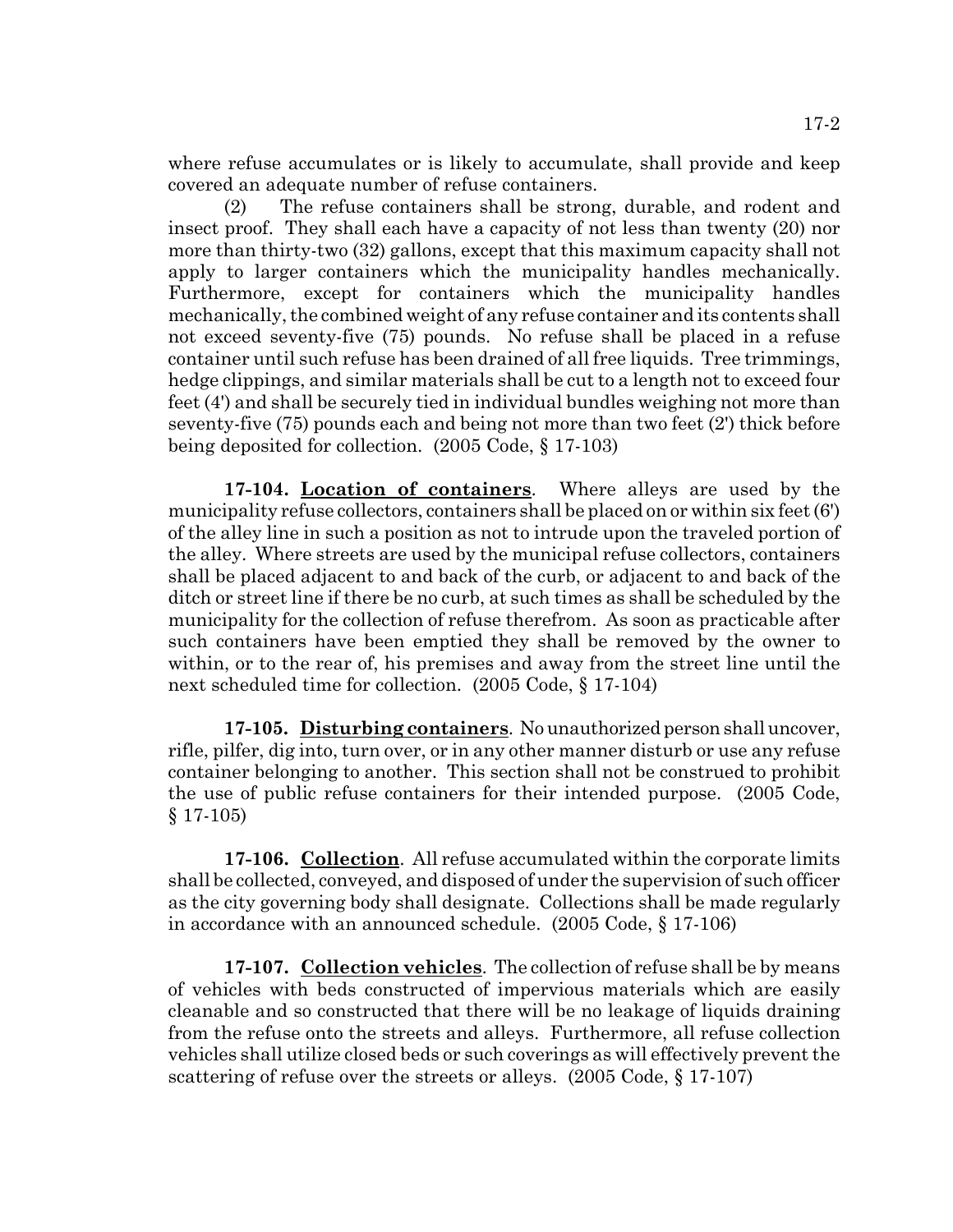where refuse accumulates or is likely to accumulate, shall provide and keep covered an adequate number of refuse containers.

(2) The refuse containers shall be strong, durable, and rodent and insect proof. They shall each have a capacity of not less than twenty (20) nor more than thirty-two (32) gallons, except that this maximum capacity shall not apply to larger containers which the municipality handles mechanically. Furthermore, except for containers which the municipality handles mechanically, the combined weight of any refuse container and its contents shall not exceed seventy-five (75) pounds. No refuse shall be placed in a refuse container until such refuse has been drained of all free liquids. Tree trimmings, hedge clippings, and similar materials shall be cut to a length not to exceed four feet (4') and shall be securely tied in individual bundles weighing not more than seventy-five (75) pounds each and being not more than two feet (2') thick before being deposited for collection. (2005 Code, § 17-103)

**17-104. Location of containers**. Where alleys are used by the municipality refuse collectors, containers shall be placed on or within six feet (6') of the alley line in such a position as not to intrude upon the traveled portion of the alley. Where streets are used by the municipal refuse collectors, containers shall be placed adjacent to and back of the curb, or adjacent to and back of the ditch or street line if there be no curb, at such times as shall be scheduled by the municipality for the collection of refuse therefrom. As soon as practicable after such containers have been emptied they shall be removed by the owner to within, or to the rear of, his premises and away from the street line until the next scheduled time for collection. (2005 Code, § 17-104)

**17-105. Disturbing containers**. No unauthorized person shall uncover, rifle, pilfer, dig into, turn over, or in any other manner disturb or use any refuse container belonging to another. This section shall not be construed to prohibit the use of public refuse containers for their intended purpose. (2005 Code, § 17-105)

**17-106. Collection**. All refuse accumulated within the corporate limits shall be collected, conveyed, and disposed of under the supervision of such officer as the city governing body shall designate. Collections shall be made regularly in accordance with an announced schedule. (2005 Code, § 17-106)

**17-107. Collection vehicles**. The collection of refuse shall be by means of vehicles with beds constructed of impervious materials which are easily cleanable and so constructed that there will be no leakage of liquids draining from the refuse onto the streets and alleys. Furthermore, all refuse collection vehicles shall utilize closed beds or such coverings as will effectively prevent the scattering of refuse over the streets or alleys. (2005 Code, § 17-107)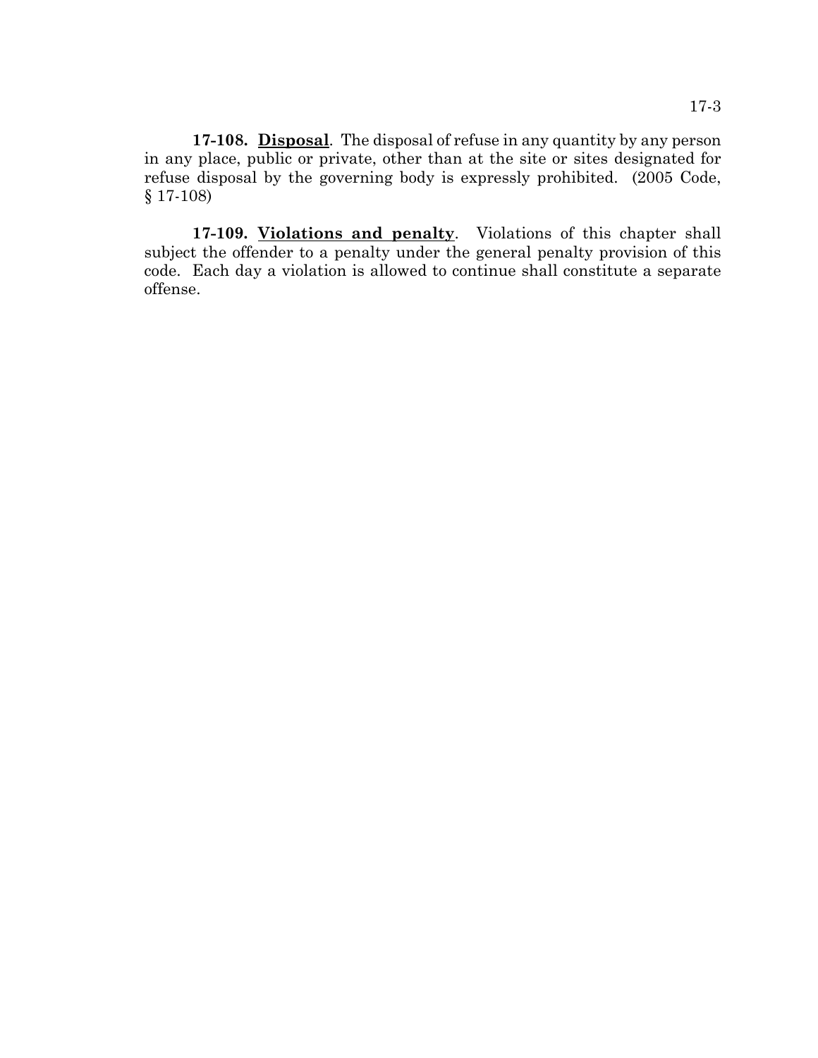**17-108. Disposal**. The disposal of refuse in any quantity by any person in any place, public or private, other than at the site or sites designated for refuse disposal by the governing body is expressly prohibited. (2005 Code, § 17-108)

**17-109. Violations and penalty**. Violations of this chapter shall subject the offender to a penalty under the general penalty provision of this code. Each day a violation is allowed to continue shall constitute a separate offense.